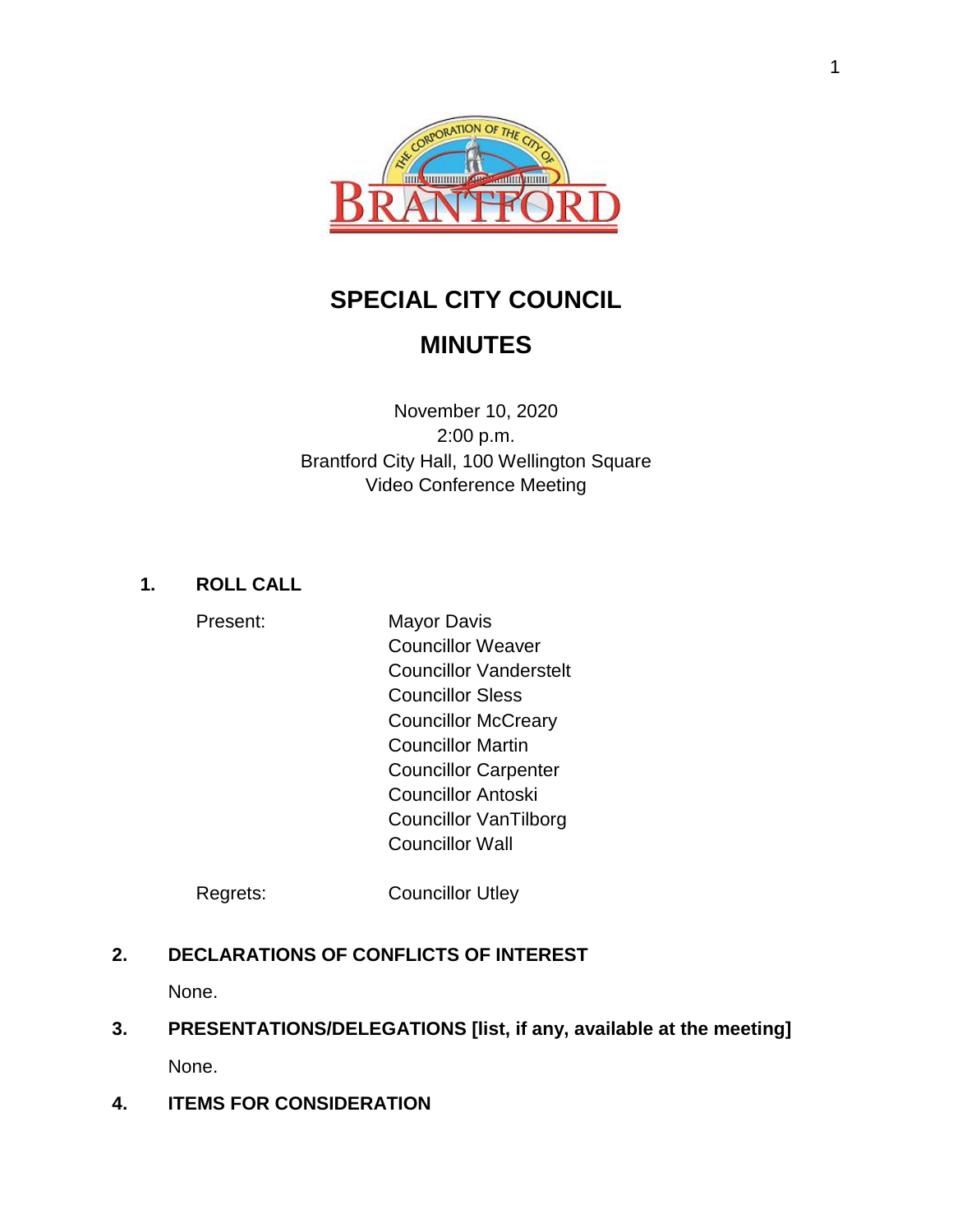# SPECIAL CITY COUNCIL

# MINUTES

November 10, 2020
2:00 p.m.
Brantford City Hall, 100 Wellington Square
Video Conference Meeting

## 1. ROLL CALL

Present:

- Mayor Davis
- Councillor Weaver
- Councillor Vanderstelt
- Councillor Sless
- Councillor McCreary
- Councillor Martin
- Councillor Carpenter
- Councillor Antoski
- Councillor VanTilborg
- Councillor Wall

Regrets:

- Councillor Utley

## 2. DECLARATIONS OF CONFLICTS OF INTEREST

None.

## 3. PRESENTATIONS/DELEGATIONS [list, if any, available at the meeting]

None.

## 4. ITEMS FOR CONSIDERATION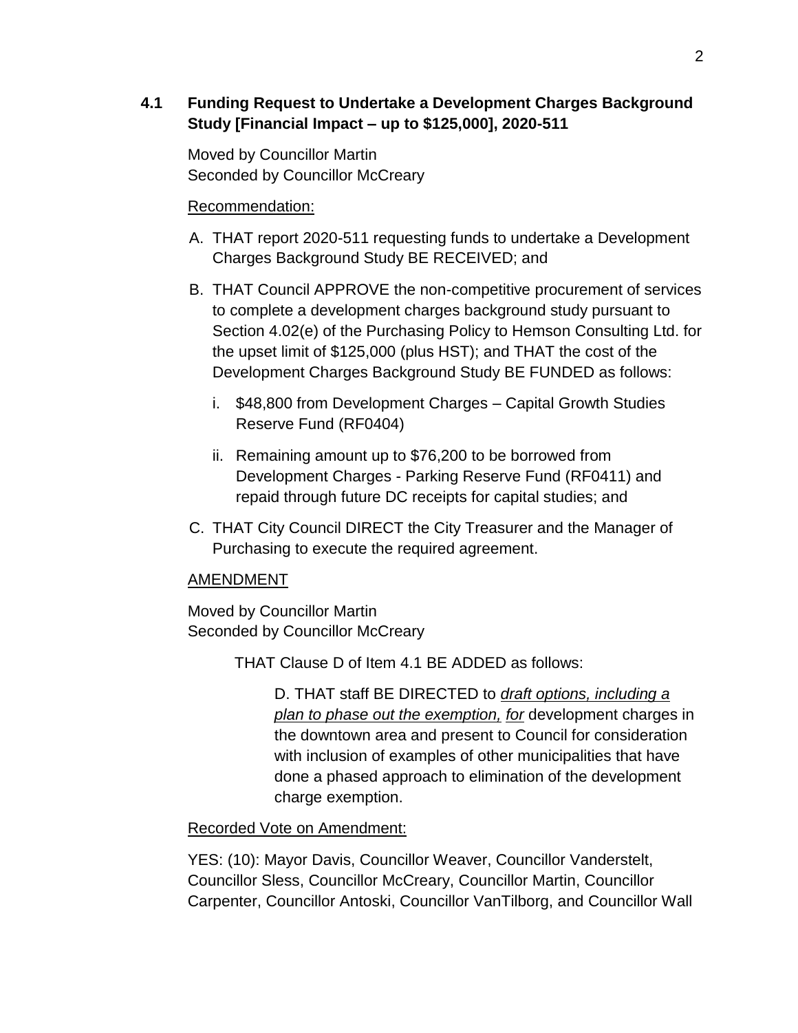### 4.1 Funding Request to Undertake a Development Charges Background Study [Financial Impact – up to $125,000], 2020-511

Moved by Councillor Martin
Seconded by Councillor McCreary

Recommendation:

A. THAT report 2020-511 requesting funds to undertake a Development Charges Background Study BE RECEIVED; and

B. THAT Council APPROVE the non-competitive procurement of services to complete a development charges background study pursuant to Section 4.02(e) of the Purchasing Policy to Hemson Consulting Ltd. for the upset limit of $125,000 (plus HST); and THAT the cost of the Development Charges Background Study BE FUNDED as follows:

   i. $48,800 from Development Charges – Capital Growth Studies Reserve Fund (RF0404)

   ii. Remaining amount up to $76,200 to be borrowed from Development Charges - Parking Reserve Fund (RF0411) and repaid through future DC receipts for capital studies; and

C. THAT City Council DIRECT the City Treasurer and the Manager of Purchasing to execute the required agreement.

AMENDMENT

Moved by Councillor Martin
Seconded by Councillor McCreary

THAT Clause D of Item 4.1 BE ADDED as follows:

D. THAT staff BE DIRECTED to *draft options, including a plan to phase out the exemption, for* development charges in the downtown area and present to Council for consideration with inclusion of examples of other municipalities that have done a phased approach to elimination of the development charge exemption.

Recorded Vote on Amendment:

YES: (10): Mayor Davis, Councillor Weaver, Councillor Vanderstelt, Councillor Sless, Councillor McCreary, Councillor Martin, Councillor Carpenter, Councillor Antoski, Councillor VanTilborg, and Councillor Wall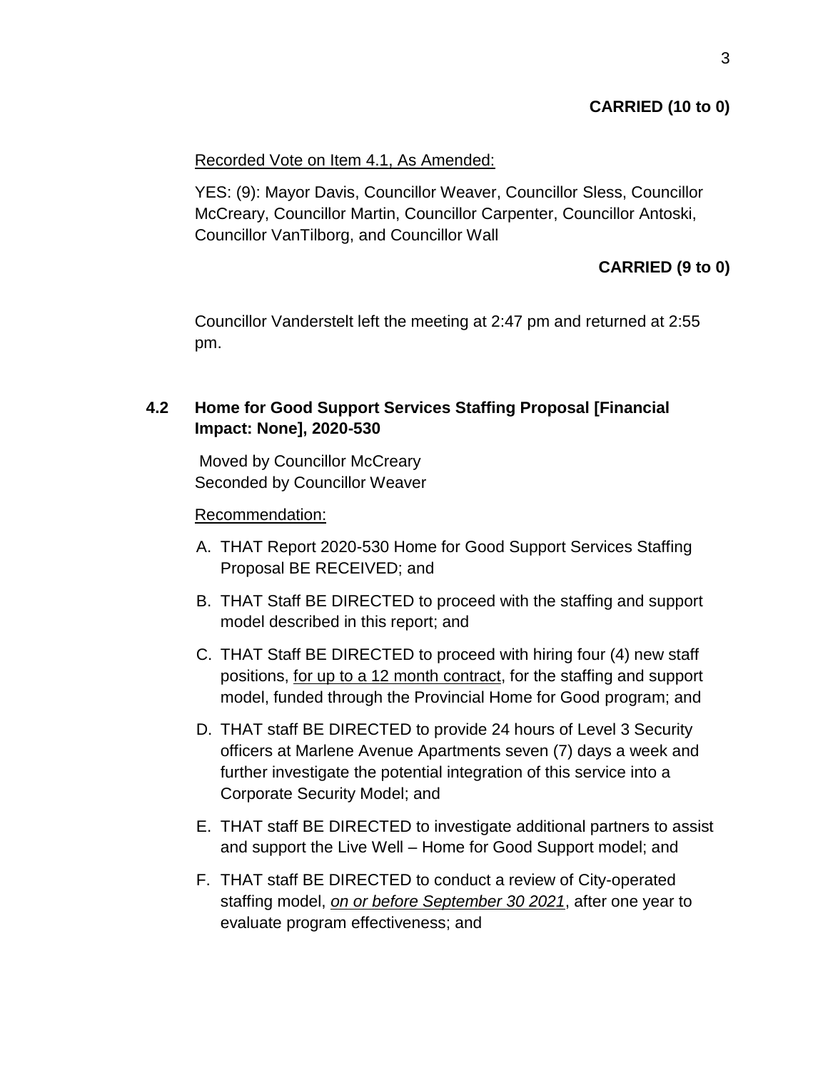**CARRIED (10 to 0)**

Recorded Vote on Item 4.1, As Amended:

YES: (9): Mayor Davis, Councillor Weaver, Councillor Sless, Councillor McCreary, Councillor Martin, Councillor Carpenter, Councillor Antoski, Councillor VanTilborg, and Councillor Wall

**CARRIED (9 to 0)**

Councillor Vanderstelt left the meeting at 2:47 pm and returned at 2:55 pm.

### 4.2 Home for Good Support Services Staffing Proposal [Financial Impact: None], 2020-530

Moved by Councillor McCreary
Seconded by Councillor Weaver

Recommendation:

A. THAT Report 2020-530 Home for Good Support Services Staffing Proposal BE RECEIVED; and

B. THAT Staff BE DIRECTED to proceed with the staffing and support model described in this report; and

C. THAT Staff BE DIRECTED to proceed with hiring four (4) new staff positions, for up to a 12 month contract, for the staffing and support model, funded through the Provincial Home for Good program; and

D. THAT staff BE DIRECTED to provide 24 hours of Level 3 Security officers at Marlene Avenue Apartments seven (7) days a week and further investigate the potential integration of this service into a Corporate Security Model; and

E. THAT staff BE DIRECTED to investigate additional partners to assist and support the Live Well – Home for Good Support model; and

F. THAT staff BE DIRECTED to conduct a review of City-operated staffing model, *on or before September 30 2021*, after one year to evaluate program effectiveness; and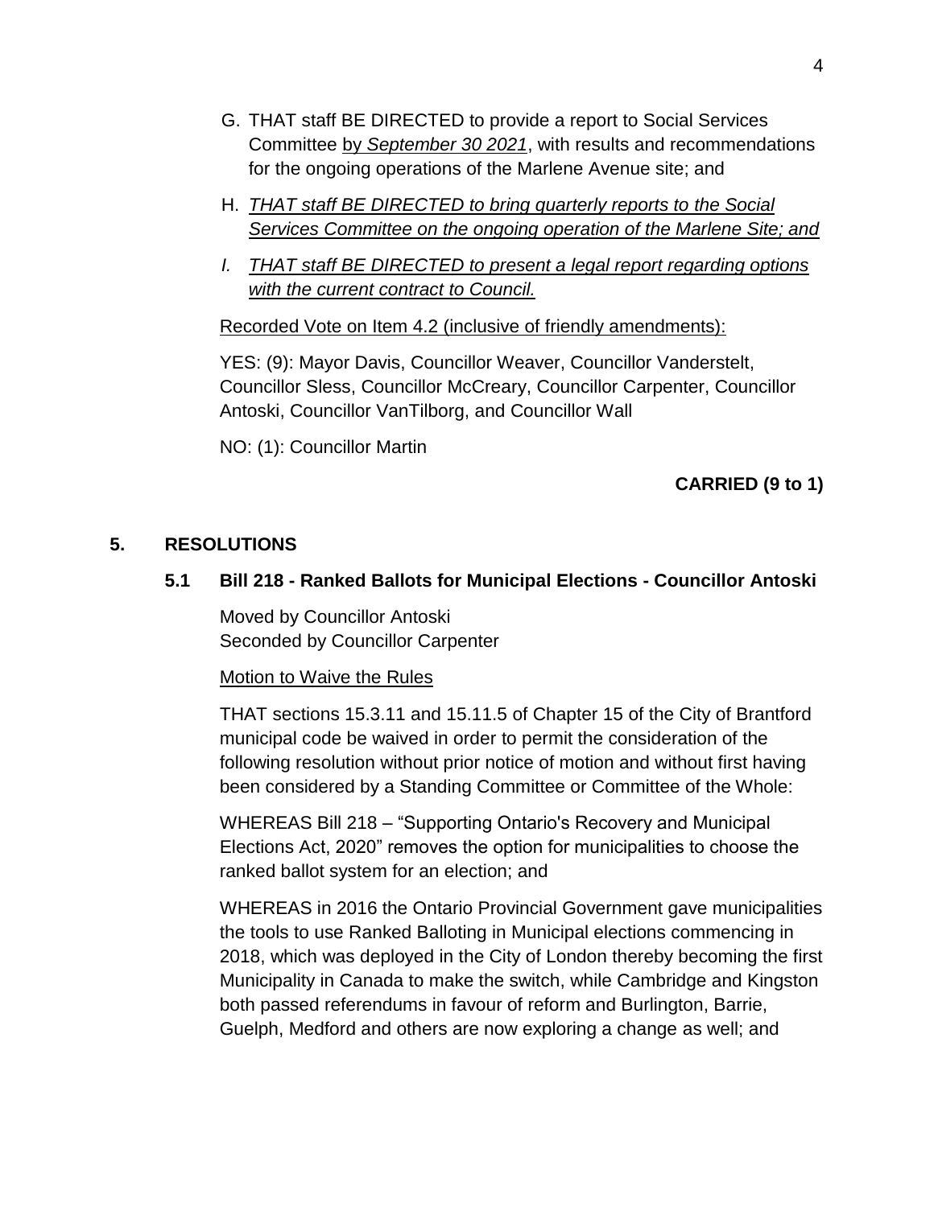G. THAT staff BE DIRECTED to provide a report to Social Services Committee <u>by *September 30 2021*</u>, with results and recommendations for the ongoing operations of the Marlene Avenue site; and

H. <u>*THAT staff BE DIRECTED to bring quarterly reports to the Social Services Committee on the ongoing operation of the Marlene Site; and*</u>

*I.* <u>*THAT staff BE DIRECTED to present a legal report regarding options with the current contract to Council.*</u>

<u>Recorded Vote on Item 4.2 (inclusive of friendly amendments):</u>

YES: (9): Mayor Davis, Councillor Weaver, Councillor Vanderstelt, Councillor Sless, Councillor McCreary, Councillor Carpenter, Councillor Antoski, Councillor VanTilborg, and Councillor Wall

NO: (1): Councillor Martin

**CARRIED (9 to 1)**

## 5. RESOLUTIONS

### 5.1 Bill 218 - Ranked Ballots for Municipal Elections - Councillor Antoski

Moved by Councillor Antoski
Seconded by Councillor Carpenter

<u>Motion to Waive the Rules</u>

THAT sections 15.3.11 and 15.11.5 of Chapter 15 of the City of Brantford municipal code be waived in order to permit the consideration of the following resolution without prior notice of motion and without first having been considered by a Standing Committee or Committee of the Whole:

WHEREAS Bill 218 – "Supporting Ontario's Recovery and Municipal Elections Act, 2020" removes the option for municipalities to choose the ranked ballot system for an election; and

WHEREAS in 2016 the Ontario Provincial Government gave municipalities the tools to use Ranked Balloting in Municipal elections commencing in 2018, which was deployed in the City of London thereby becoming the first Municipality in Canada to make the switch, while Cambridge and Kingston both passed referendums in favour of reform and Burlington, Barrie, Guelph, Medford and others are now exploring a change as well; and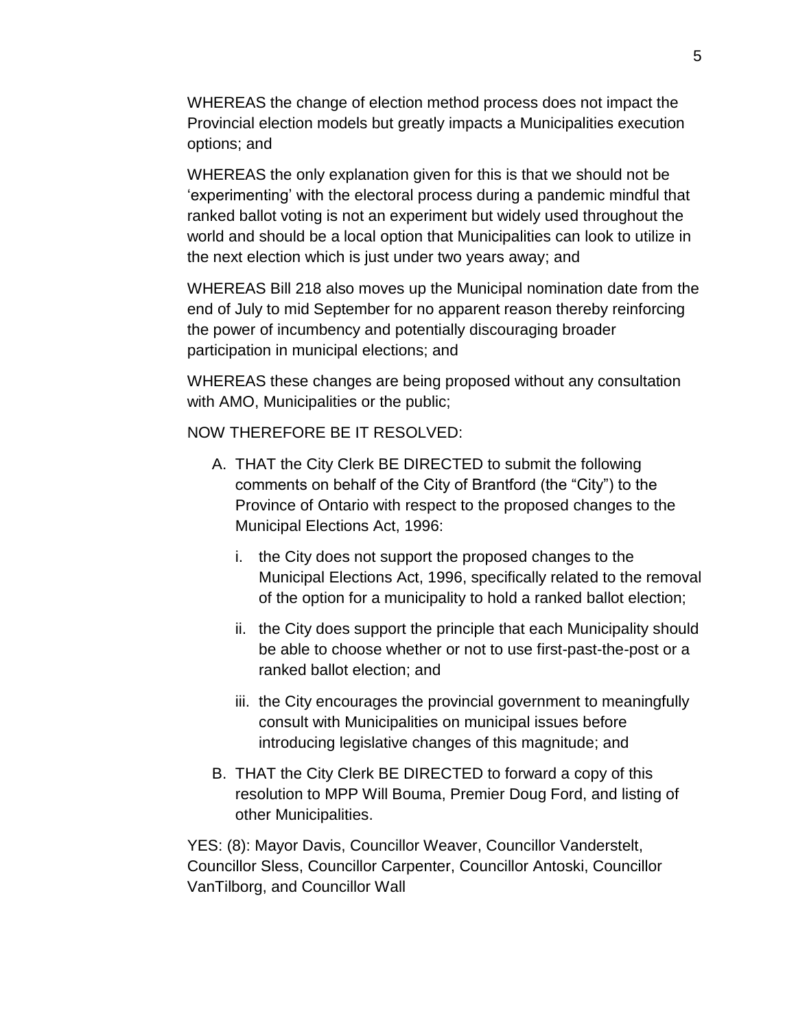WHEREAS the change of election method process does not impact the Provincial election models but greatly impacts a Municipalities execution options; and

WHEREAS the only explanation given for this is that we should not be 'experimenting' with the electoral process during a pandemic mindful that ranked ballot voting is not an experiment but widely used throughout the world and should be a local option that Municipalities can look to utilize in the next election which is just under two years away; and

WHEREAS Bill 218 also moves up the Municipal nomination date from the end of July to mid September for no apparent reason thereby reinforcing the power of incumbency and potentially discouraging broader participation in municipal elections; and

WHEREAS these changes are being proposed without any consultation with AMO, Municipalities or the public;

NOW THEREFORE BE IT RESOLVED:

A. THAT the City Clerk BE DIRECTED to submit the following comments on behalf of the City of Brantford (the "City") to the Province of Ontario with respect to the proposed changes to the Municipal Elections Act, 1996:

   i. the City does not support the proposed changes to the Municipal Elections Act, 1996, specifically related to the removal of the option for a municipality to hold a ranked ballot election;

   ii. the City does support the principle that each Municipality should be able to choose whether or not to use first-past-the-post or a ranked ballot election; and

   iii. the City encourages the provincial government to meaningfully consult with Municipalities on municipal issues before introducing legislative changes of this magnitude; and

B. THAT the City Clerk BE DIRECTED to forward a copy of this resolution to MPP Will Bouma, Premier Doug Ford, and listing of other Municipalities.

YES: (8): Mayor Davis, Councillor Weaver, Councillor Vanderstelt, Councillor Sless, Councillor Carpenter, Councillor Antoski, Councillor VanTilborg, and Councillor Wall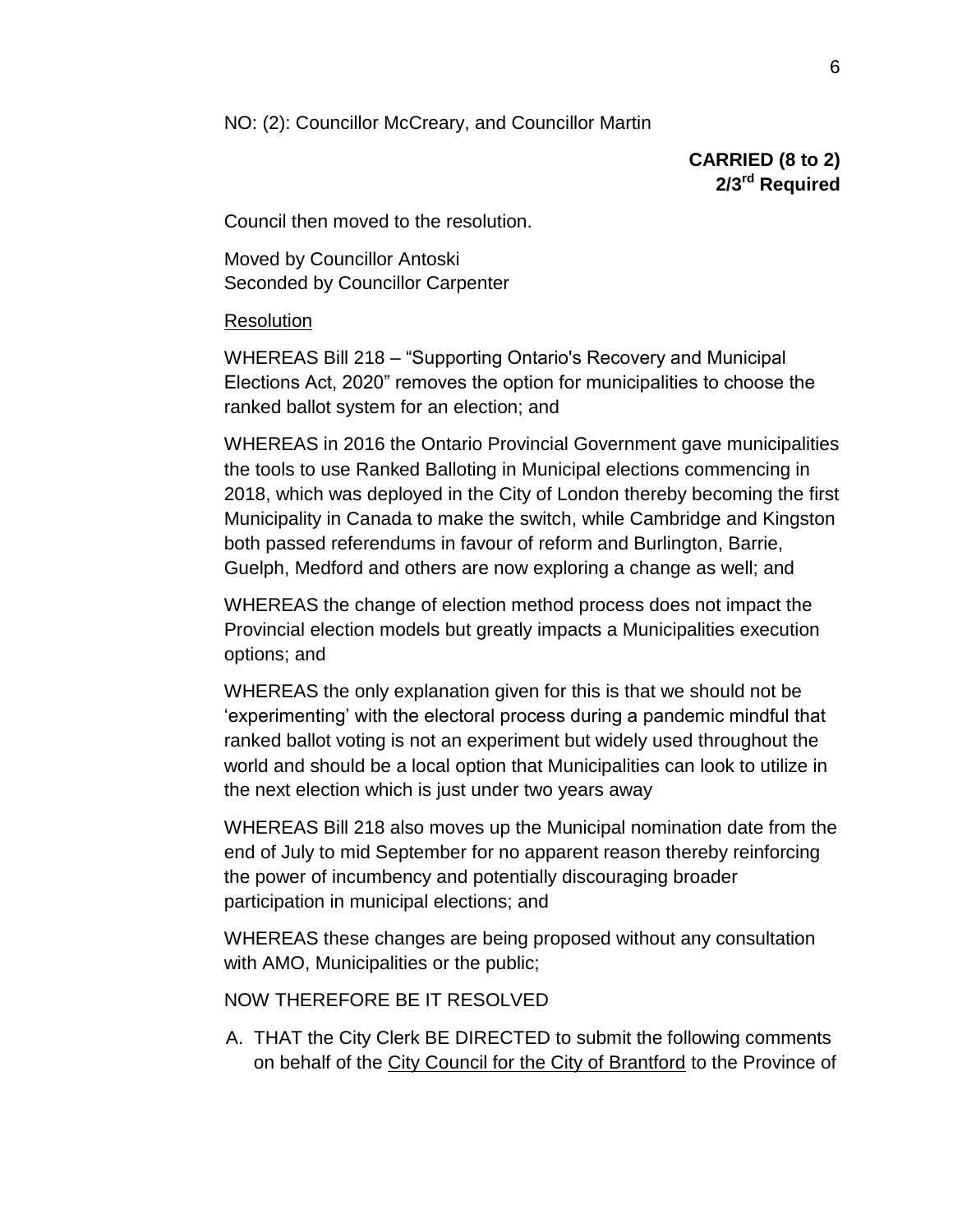NO: (2): Councillor McCreary, and Councillor Martin

**CARRIED (8 to 2)**
**2/3rd Required**

Council then moved to the resolution.

Moved by Councillor Antoski
Seconded by Councillor Carpenter

Resolution

WHEREAS Bill 218 – "Supporting Ontario's Recovery and Municipal Elections Act, 2020" removes the option for municipalities to choose the ranked ballot system for an election; and

WHEREAS in 2016 the Ontario Provincial Government gave municipalities the tools to use Ranked Balloting in Municipal elections commencing in 2018, which was deployed in the City of London thereby becoming the first Municipality in Canada to make the switch, while Cambridge and Kingston both passed referendums in favour of reform and Burlington, Barrie, Guelph, Medford and others are now exploring a change as well; and

WHEREAS the change of election method process does not impact the Provincial election models but greatly impacts a Municipalities execution options; and

WHEREAS the only explanation given for this is that we should not be 'experimenting' with the electoral process during a pandemic mindful that ranked ballot voting is not an experiment but widely used throughout the world and should be a local option that Municipalities can look to utilize in the next election which is just under two years away

WHEREAS Bill 218 also moves up the Municipal nomination date from the end of July to mid September for no apparent reason thereby reinforcing the power of incumbency and potentially discouraging broader participation in municipal elections; and

WHEREAS these changes are being proposed without any consultation with AMO, Municipalities or the public;

NOW THEREFORE BE IT RESOLVED

A. THAT the City Clerk BE DIRECTED to submit the following comments on behalf of the City Council for the City of Brantford to the Province of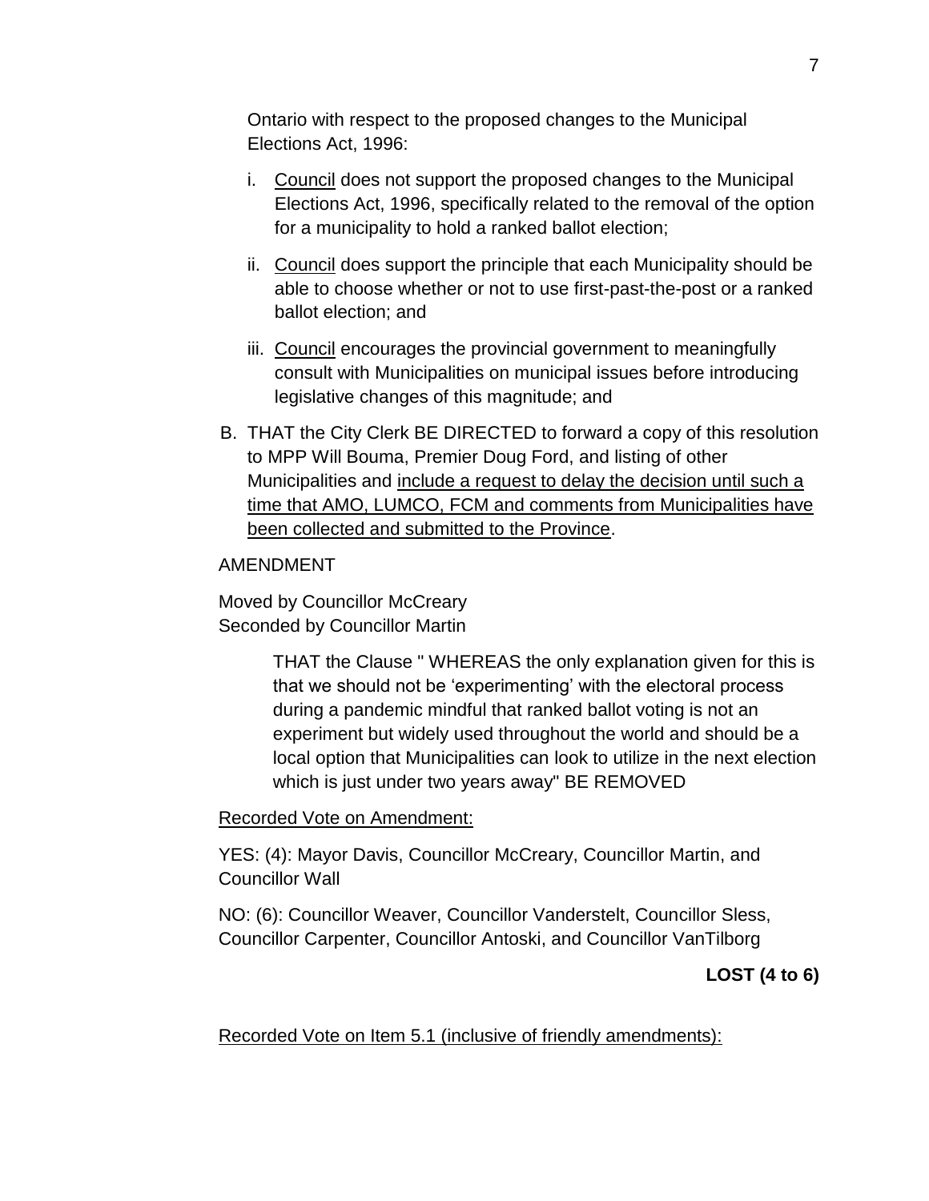Ontario with respect to the proposed changes to the Municipal Elections Act, 1996:

i. Council does not support the proposed changes to the Municipal Elections Act, 1996, specifically related to the removal of the option for a municipality to hold a ranked ballot election;

ii. Council does support the principle that each Municipality should be able to choose whether or not to use first-past-the-post or a ranked ballot election; and

iii. Council encourages the provincial government to meaningfully consult with Municipalities on municipal issues before introducing legislative changes of this magnitude; and

B. THAT the City Clerk BE DIRECTED to forward a copy of this resolution to MPP Will Bouma, Premier Doug Ford, and listing of other Municipalities and include a request to delay the decision until such a time that AMO, LUMCO, FCM and comments from Municipalities have been collected and submitted to the Province.

AMENDMENT

Moved by Councillor McCreary
Seconded by Councillor Martin

> THAT the Clause " WHEREAS the only explanation given for this is that we should not be 'experimenting' with the electoral process during a pandemic mindful that ranked ballot voting is not an experiment but widely used throughout the world and should be a local option that Municipalities can look to utilize in the next election which is just under two years away" BE REMOVED

Recorded Vote on Amendment:

YES: (4): Mayor Davis, Councillor McCreary, Councillor Martin, and Councillor Wall

NO: (6): Councillor Weaver, Councillor Vanderstelt, Councillor Sless, Councillor Carpenter, Councillor Antoski, and Councillor VanTilborg

**LOST (4 to 6)**

Recorded Vote on Item 5.1 (inclusive of friendly amendments):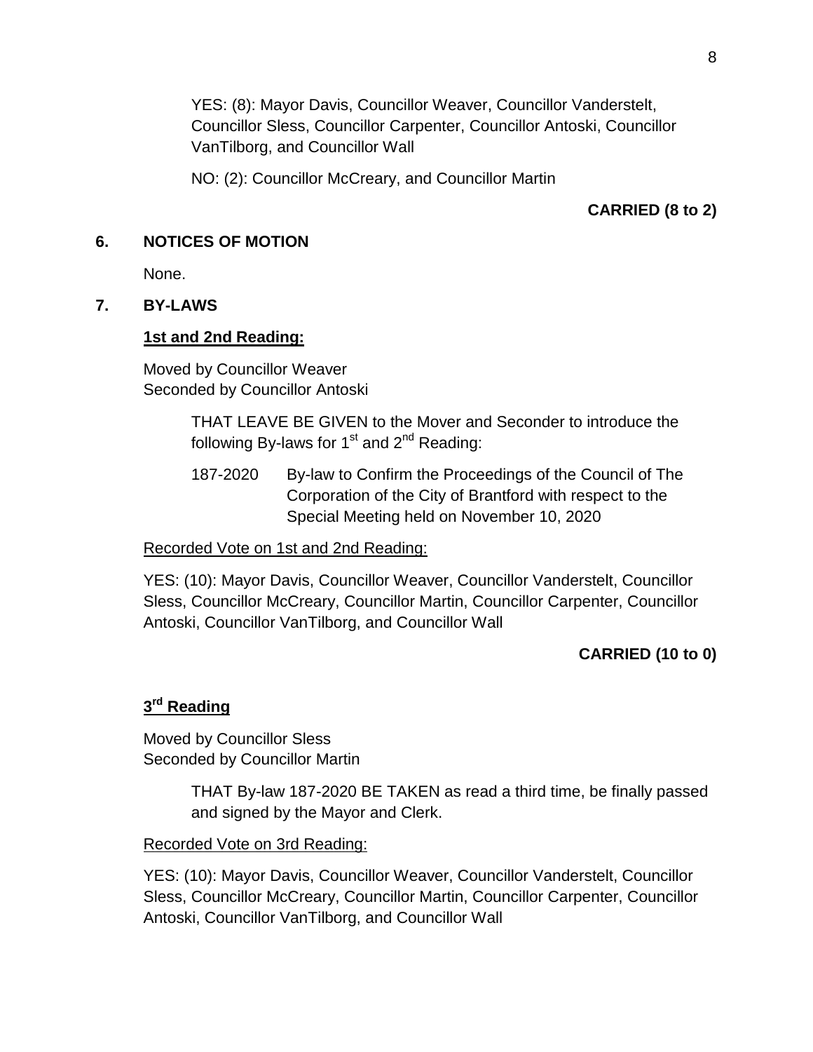YES: (8): Mayor Davis, Councillor Weaver, Councillor Vanderstelt, Councillor Sless, Councillor Carpenter, Councillor Antoski, Councillor VanTilborg, and Councillor Wall

NO: (2): Councillor McCreary, and Councillor Martin

**CARRIED (8 to 2)**

## 6. NOTICES OF MOTION

None.

## 7. BY-LAWS

**1st and 2nd Reading:**

Moved by Councillor Weaver
Seconded by Councillor Antoski

> THAT LEAVE BE GIVEN to the Mover and Seconder to introduce the following By-laws for 1st and 2nd Reading:
>
> 187-2020 By-law to Confirm the Proceedings of the Council of The Corporation of the City of Brantford with respect to the Special Meeting held on November 10, 2020

Recorded Vote on 1st and 2nd Reading:

YES: (10): Mayor Davis, Councillor Weaver, Councillor Vanderstelt, Councillor Sless, Councillor McCreary, Councillor Martin, Councillor Carpenter, Councillor Antoski, Councillor VanTilborg, and Councillor Wall

**CARRIED (10 to 0)**

**3rd Reading**

Moved by Councillor Sless
Seconded by Councillor Martin

> THAT By-law 187-2020 BE TAKEN as read a third time, be finally passed and signed by the Mayor and Clerk.

Recorded Vote on 3rd Reading:

YES: (10): Mayor Davis, Councillor Weaver, Councillor Vanderstelt, Councillor Sless, Councillor McCreary, Councillor Martin, Councillor Carpenter, Councillor Antoski, Councillor VanTilborg, and Councillor Wall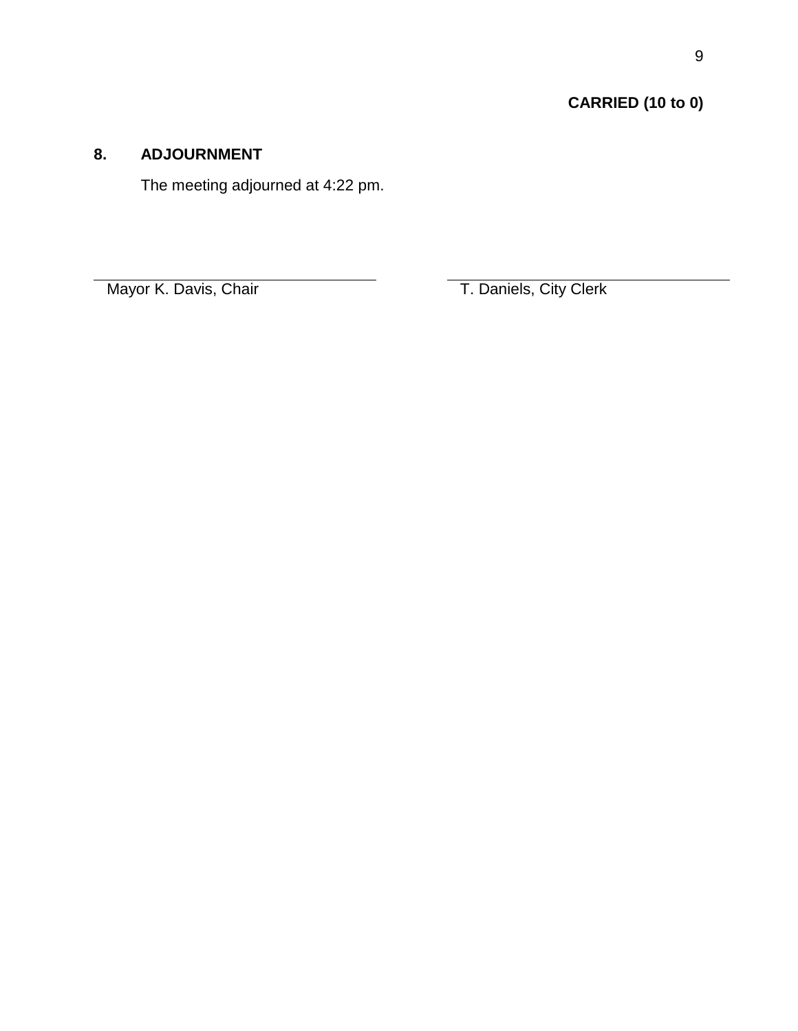**CARRIED (10 to 0)**

## 8. ADJOURNMENT

The meeting adjourned at 4:22 pm.

Mayor K. Davis, Chair

T. Daniels, City Clerk